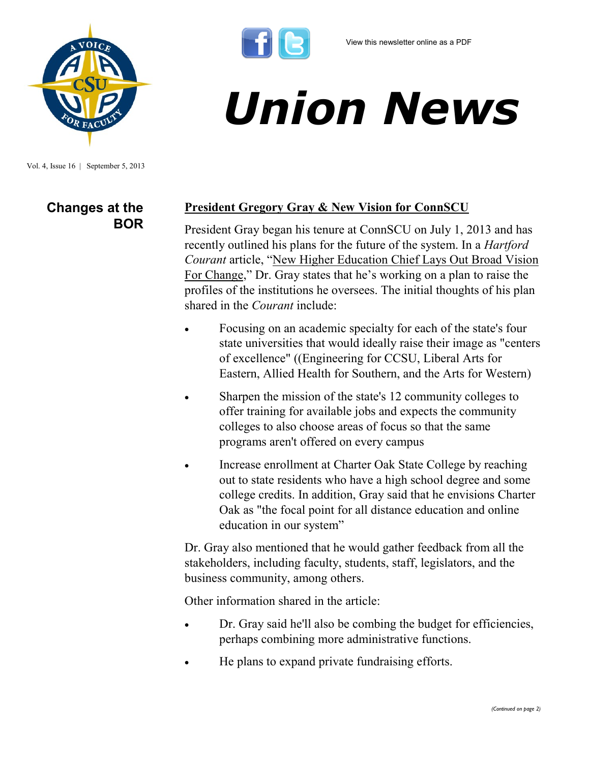View this newsletter online as a PDF

# Union News

Vol. 4, Issue 16 | September 5, 2013

## Changes at the BOR

### President Gregory Gray & New Vision for ConnSCU

President Gray began his tenure at ConnSCU on July 1, 2013 and has recently outlined his plans for the future of the system. In a *Hartford Courant* article, "New Higher Education Chief Lays Out Broad Vision For Change," Dr. Gray states that he's working on a plan to raise the profiles of the institutions he oversees. The initial thoughts of his plan shared in the *Courant* include:

- Focusing on an academic specialty for each of the state's four state universities that would ideally raise their image as "centers of excellence" ((Engineering for CCSU, Liberal Arts for Eastern, Allied Health for Southern, and the Arts for Western)
- Sharpen the mission of the state's 12 community colleges to offer training for available jobs and expects the community colleges to also choose areas of focus so that the same programs aren't offered on every campus
- Increase enrollment at Charter Oak State College by reaching out to state residents who have a high school degree and some college credits. In addition, Gray said that he envisions Charter Oak as "the focal point for all distance education and online education in our system"

Dr. Gray also mentioned that he would gather feedback from all the stakeholders, including faculty, students, staff, legislators, and the business community, among others.

Other information shared in the article:

- Dr. Gray said he'll also be combing the budget for efficiencies, perhaps combining more administrative functions.
- He plans to expand private fundraising efforts.

*(Continued on page 2)*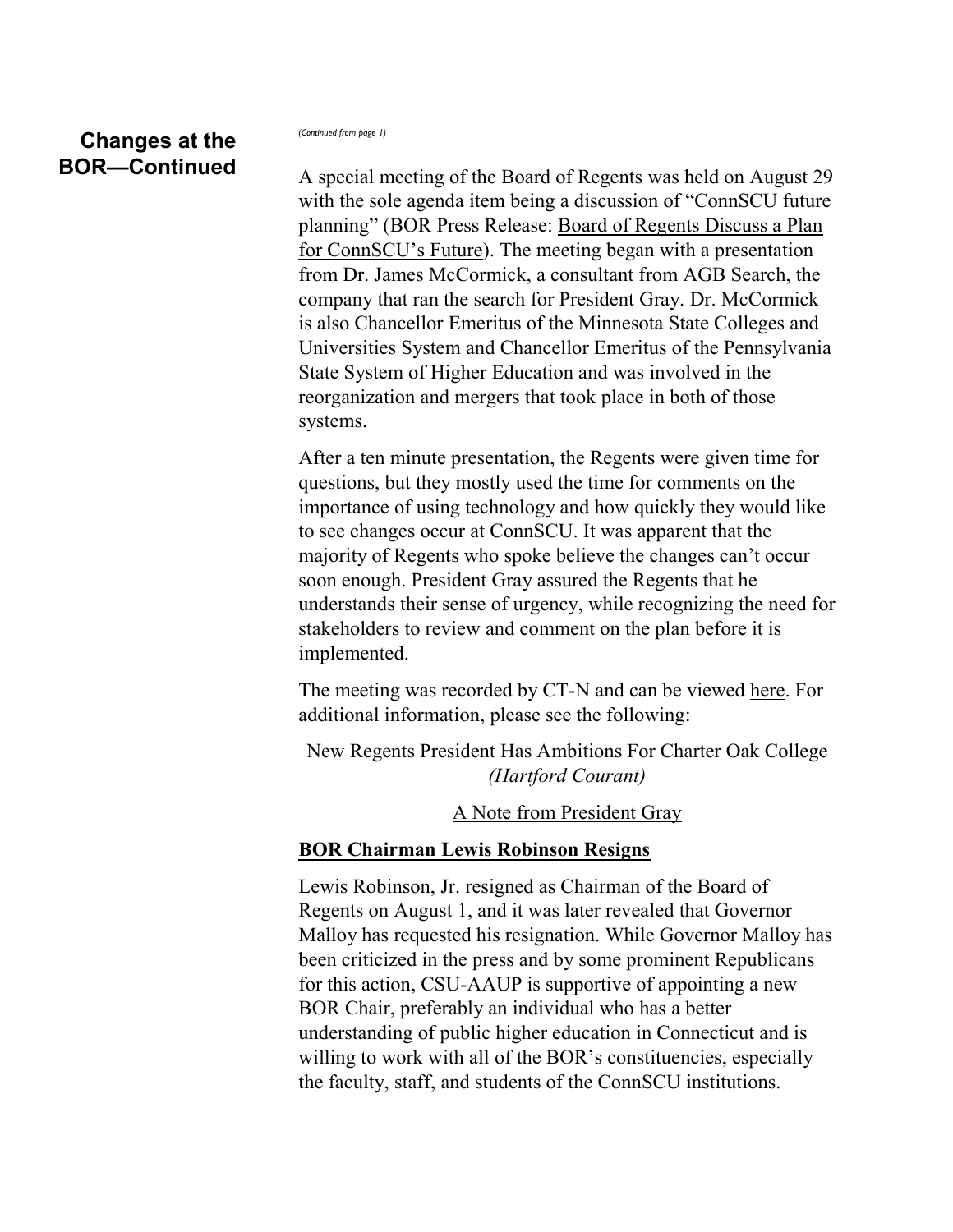## Changes at the BOR—Continued

*(Continued from page 1)*

A special meeting of the Board of Regents was held on August 29 with the sole agenda item being a discussion of "ConnSCU future planning" (BOR Press Release: Board of Regents Discuss a Plan for ConnSCU's Future). The meeting began with a presentation from Dr. James McCormick, a consultant from AGB Search, the company that ran the search for President Gray. Dr. McCormick is also Chancellor Emeritus of the Minnesota State Colleges and Universities System and Chancellor Emeritus of the Pennsylvania State System of Higher Education and was involved in the reorganization and mergers that took place in both of those systems.

After a ten minute presentation, the Regents were given time for questions, but they mostly used the time for comments on the importance of using technology and how quickly they would like to see changes occur at ConnSCU. It was apparent that the majority of Regents who spoke believe the changes can't occur soon enough. President Gray assured the Regents that he understands their sense of urgency, while recognizing the need for stakeholders to review and comment on the plan before it is implemented.

The meeting was recorded by CT-N and can be viewed here. For additional information, please see the following:

New Regents President Has Ambitions For Charter Oak College *(Hartford Courant)*

A Note from President Gray

### BOR Chairman Lewis Robinson Resigns

Lewis Robinson, Jr. resigned as Chairman of the Board of Regents on August 1, and it was later revealed that Governor Malloy has requested his resignation. While Governor Malloy has been criticized in the press and by some prominent Republicans for this action, CSU-AAUP is supportive of appointing a new BOR Chair, preferably an individual who has a better understanding of public higher education in Connecticut and is willing to work with all of the BOR's constituencies, especially the faculty, staff, and students of the ConnSCU institutions.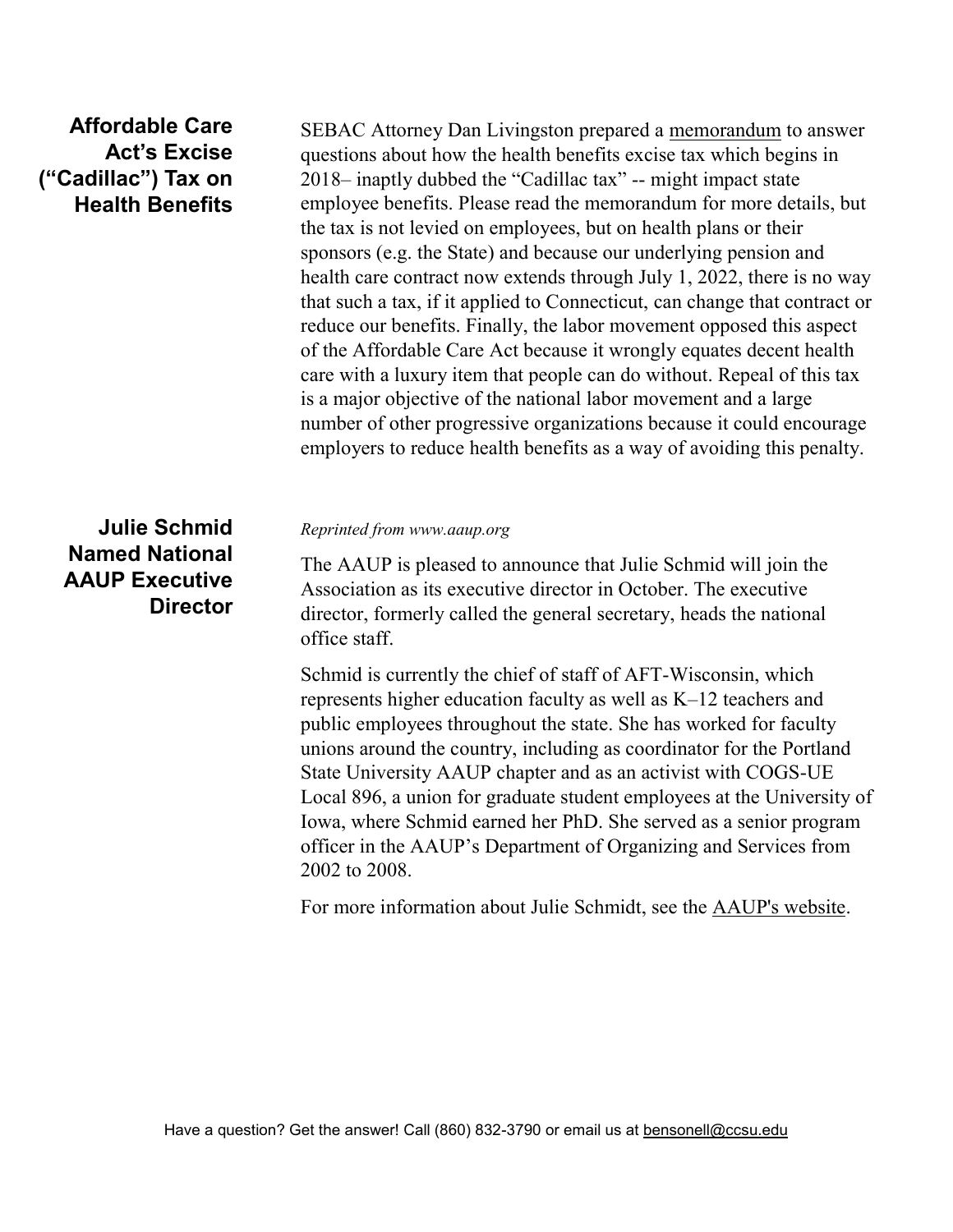## Affordable Care Act's Excise ("Cadillac") Tax on Health Benefits

SEBAC Attorney Dan Livingston prepared a memorandum to answer questions about how the health benefits excise tax which begins in 2018– inaptly dubbed the "Cadillac tax" -- might impact state employee benefits. Please read the memorandum for more details, but the tax is not levied on employees, but on health plans or their sponsors (e.g. the State) and because our underlying pension and health care contract now extends through July 1, 2022, there is no way that such a tax, if it applied to Connecticut, can change that contract or reduce our benefits. Finally, the labor movement opposed this aspect of the Affordable Care Act because it wrongly equates decent health care with a luxury item that people can do without. Repeal of this tax is a major objective of the national labor movement and a large number of other progressive organizations because it could encourage employers to reduce health benefits as a way of avoiding this penalty.

## Julie Schmid Named National AAUP Executive Director

*Reprinted from www.aaup.org*

The AAUP is pleased to announce that Julie Schmid will join the Association as its executive director in October. The executive director, formerly called the general secretary, heads the national office staff.

Schmid is currently the chief of staff of AFT-Wisconsin, which represents higher education faculty as well as K–12 teachers and public employees throughout the state. She has worked for faculty unions around the country, including as coordinator for the Portland State University AAUP chapter and as an activist with COGS-UE Local 896, a union for graduate student employees at the University of Iowa, where Schmid earned her PhD. She served as a senior program officer in the AAUP's Department of Organizing and Services from 2002 to 2008.

For more information about Julie Schmidt, see the AAUP's website.

Have a question? Get the answer! Call (860) 832-3790 or email us at bensonell@ccsu.edu